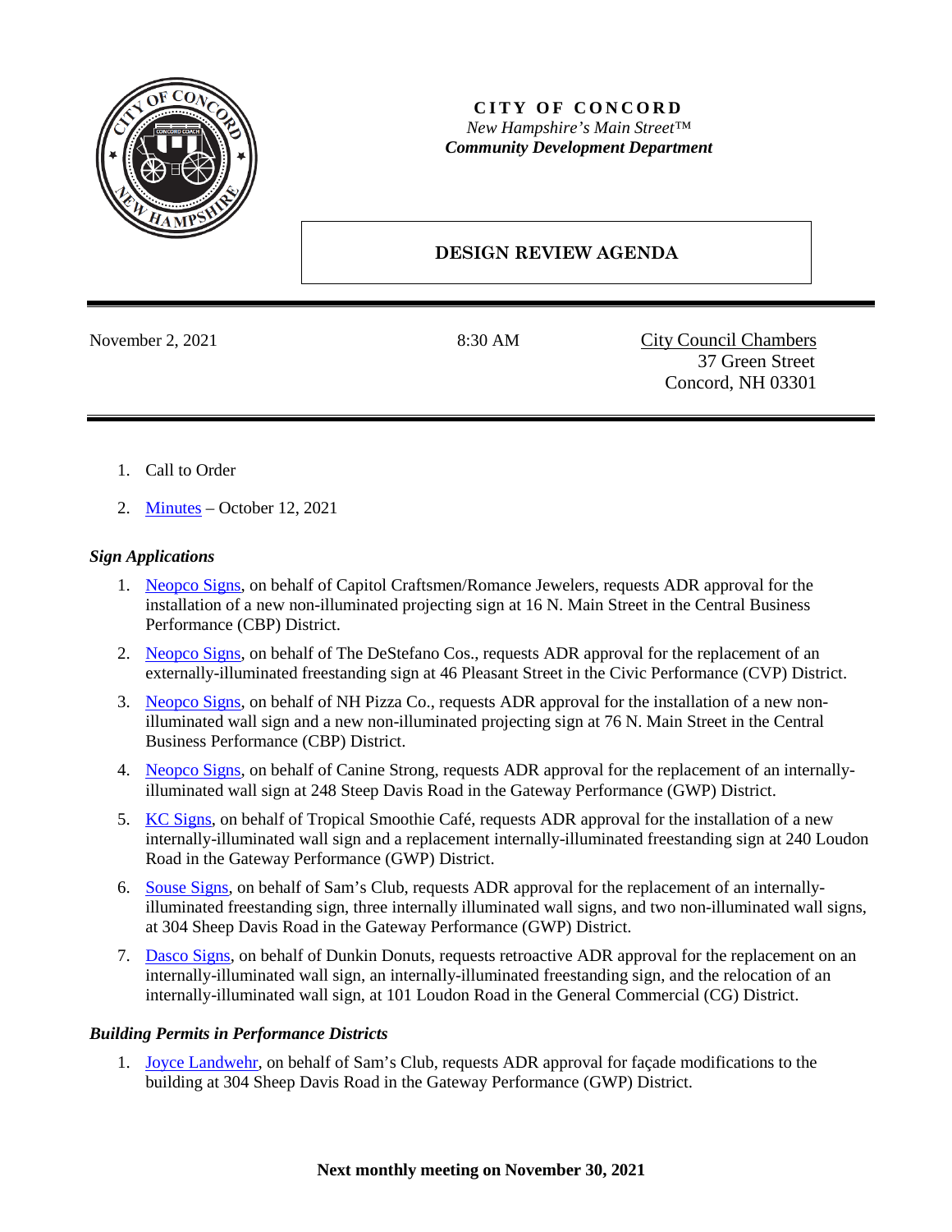**CITY OF CONCORD**

*New Hampshire's Main Street™*

***Community Development Department***

## DESIGN REVIEW AGENDA

November 2, 2021 | 8:30 AM | City Council Chambers, 37 Green Street, Concord, NH 03301

1. Call to Order
2. Minutes – October 12, 2021

### *Sign Applications*

1. Neopco Signs, on behalf of Capitol Craftsmen/Romance Jewelers, requests ADR approval for the installation of a new non-illuminated projecting sign at 16 N. Main Street in the Central Business Performance (CBP) District.
2. Neopco Signs, on behalf of The DeStefano Cos., requests ADR approval for the replacement of an externally-illuminated freestanding sign at 46 Pleasant Street in the Civic Performance (CVP) District.
3. Neopco Signs, on behalf of NH Pizza Co., requests ADR approval for the installation of a new non-illuminated wall sign and a new non-illuminated projecting sign at 76 N. Main Street in the Central Business Performance (CBP) District.
4. Neopco Signs, on behalf of Canine Strong, requests ADR approval for the replacement of an internally-illuminated wall sign at 248 Steep Davis Road in the Gateway Performance (GWP) District.
5. KC Signs, on behalf of Tropical Smoothie Café, requests ADR approval for the installation of a new internally-illuminated wall sign and a replacement internally-illuminated freestanding sign at 240 Loudon Road in the Gateway Performance (GWP) District.
6. Souse Signs, on behalf of Sam's Club, requests ADR approval for the replacement of an internally-illuminated freestanding sign, three internally illuminated wall signs, and two non-illuminated wall signs, at 304 Sheep Davis Road in the Gateway Performance (GWP) District.
7. Dasco Signs, on behalf of Dunkin Donuts, requests retroactive ADR approval for the replacement on an internally-illuminated wall sign, an internally-illuminated freestanding sign, and the relocation of an internally-illuminated wall sign, at 101 Loudon Road in the General Commercial (CG) District.

### *Building Permits in Performance Districts*

1. Joyce Landwehr, on behalf of Sam's Club, requests ADR approval for façade modifications to the building at 304 Sheep Davis Road in the Gateway Performance (GWP) District.

**Next monthly meeting on November 30, 2021**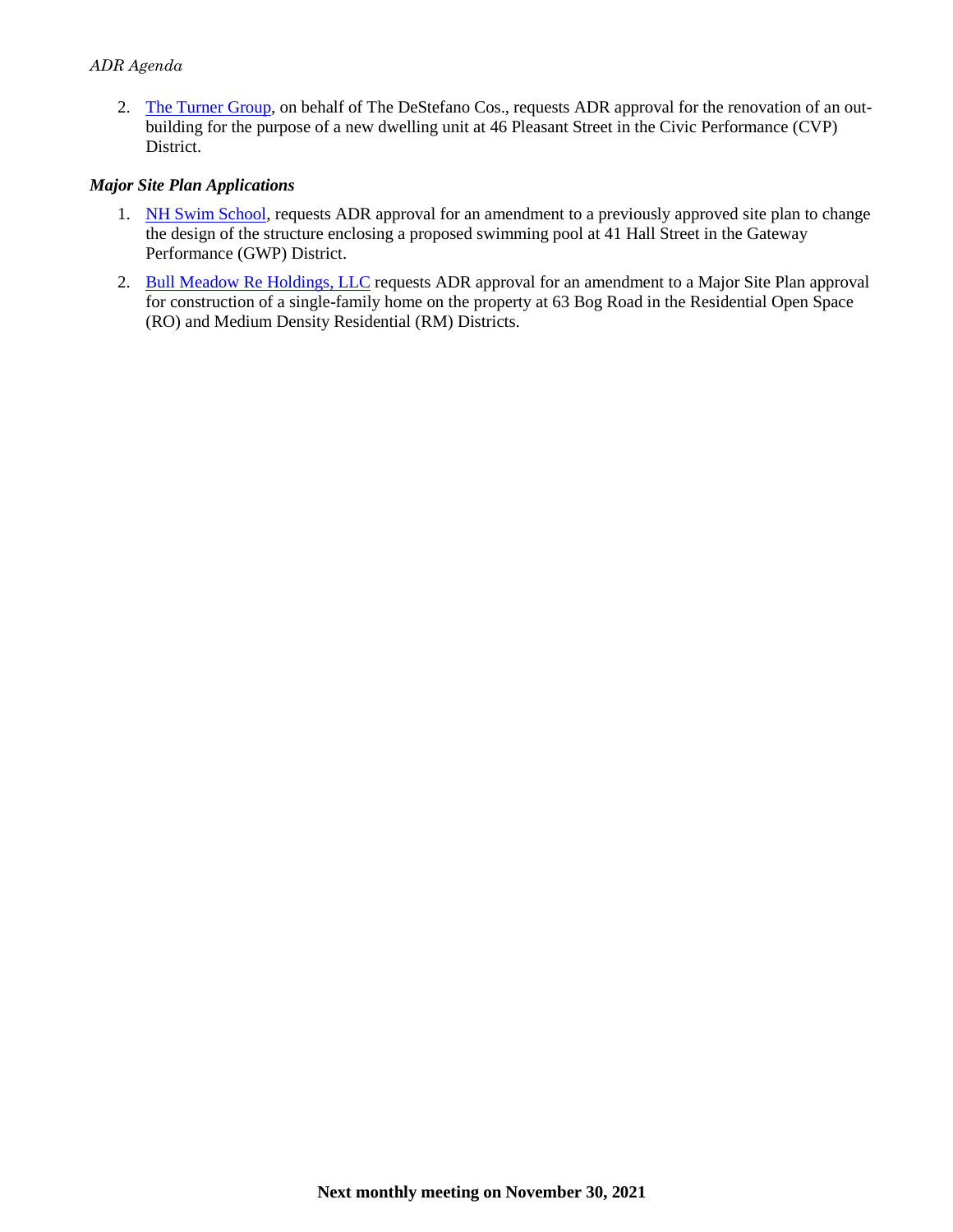2. The Turner Group, on behalf of The DeStefano Cos., requests ADR approval for the renovation of an out-building for the purpose of a new dwelling unit at 46 Pleasant Street in the Civic Performance (CVP) District.

***Major Site Plan Applications***

1. NH Swim School, requests ADR approval for an amendment to a previously approved site plan to change the design of the structure enclosing a proposed swimming pool at 41 Hall Street in the Gateway Performance (GWP) District.
2. Bull Meadow Re Holdings, LLC requests ADR approval for an amendment to a Major Site Plan approval for construction of a single-family home on the property at 63 Bog Road in the Residential Open Space (RO) and Medium Density Residential (RM) Districts.

**Next monthly meeting on November 30, 2021**